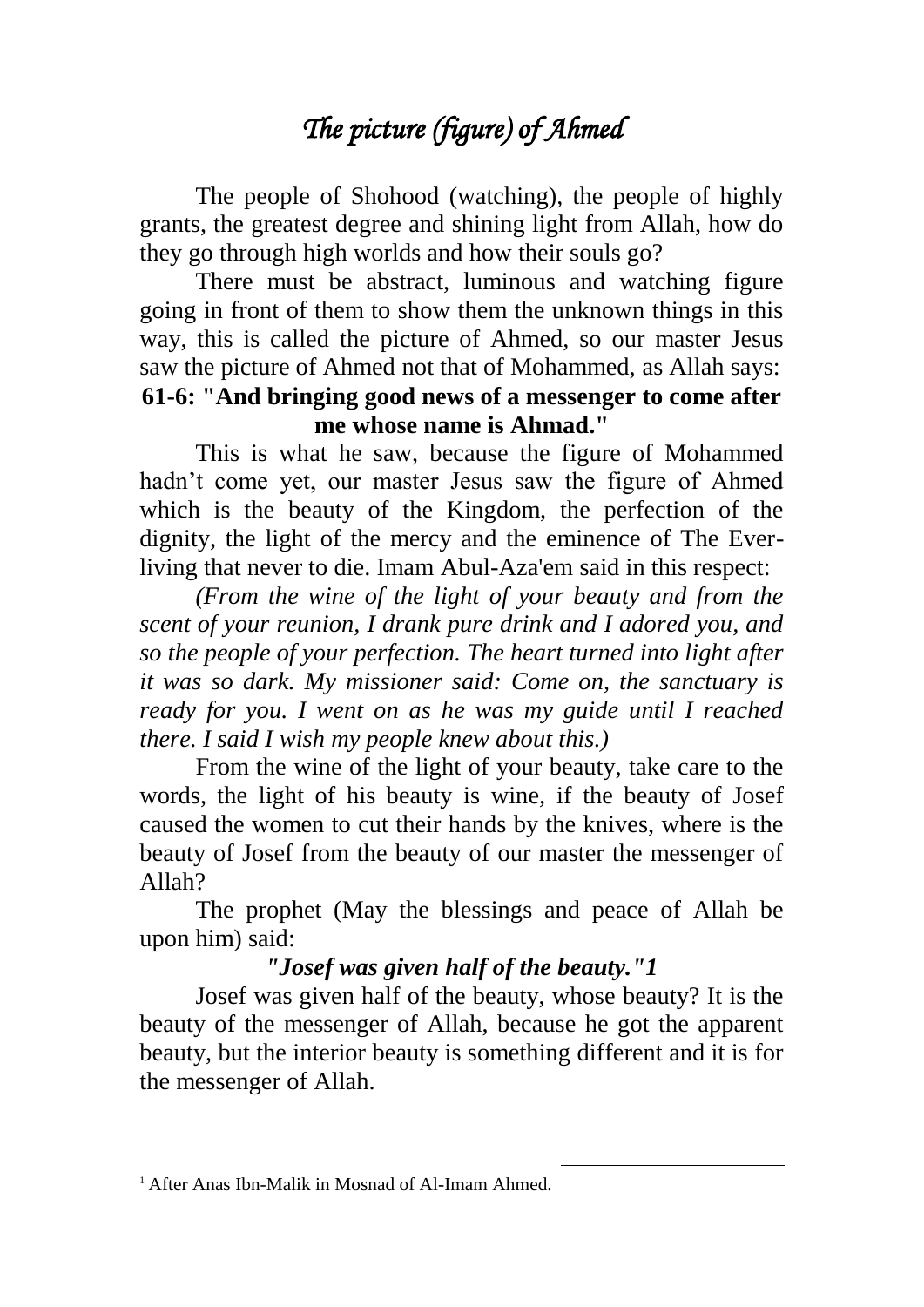# *The picture (figure) of Ahmed*

The people of Shohood (watching), the people of highly grants, the greatest degree and shining light from Allah, how do they go through high worlds and how their souls go?

There must be abstract, luminous and watching figure going in front of them to show them the unknown things in this way, this is called the picture of Ahmed, so our master Jesus saw the picture of Ahmed not that of Mohammed, as Allah says:

**61-6: "And bringing good news of a messenger to come after me whose name is Ahmad."**

This is what he saw, because the figure of Mohammed hadn't come yet, our master Jesus saw the figure of Ahmed which is the beauty of the Kingdom, the perfection of the dignity, the light of the mercy and the eminence of The Ever-living that never to die. Imam Abul-Aza'em said in this respect:

*(From the wine of the light of your beauty and from the scent of your reunion, I drank pure drink and I adored you, and so the people of your perfection. The heart turned into light after it was so dark. My missioner said: Come on, the sanctuary is ready for you. I went on as he was my guide until I reached there. I said I wish my people knew about this.)*

From the wine of the light of your beauty, take care to the words, the light of his beauty is wine, if the beauty of Josef caused the women to cut their hands by the knives, where is the beauty of Josef from the beauty of our master the messenger of Allah?

The prophet (May the blessings and peace of Allah be upon him) said:

***"Josef was given half of the beauty."*** [1]

Josef was given half of the beauty, whose beauty? It is the beauty of the messenger of Allah, because he got the apparent beauty, but the interior beauty is something different and it is for the messenger of Allah.

---

[1] After Anas Ibn-Malik in Mosnad of Al-Imam Ahmed.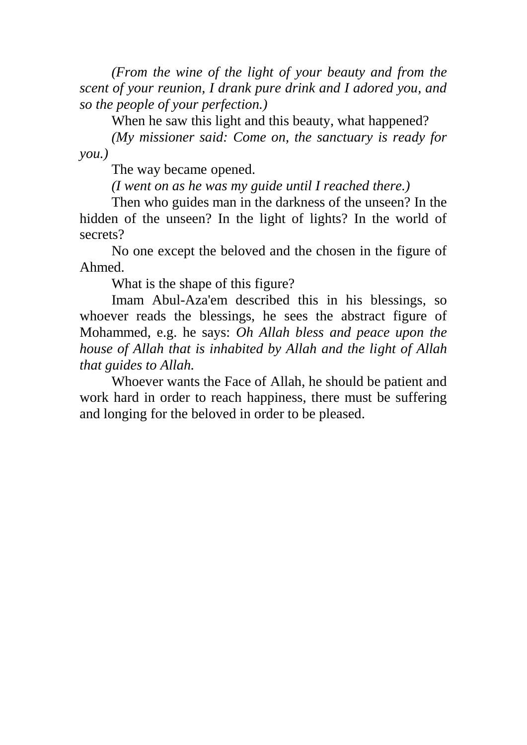*(From the wine of the light of your beauty and from the scent of your reunion, I drank pure drink and I adored you, and so the people of your perfection.)*

When he saw this light and this beauty, what happened?

*(My missioner said: Come on, the sanctuary is ready for you.)*

The way became opened.

*(I went on as he was my guide until I reached there.)*

Then who guides man in the darkness of the unseen? In the hidden of the unseen? In the light of lights? In the world of secrets?

No one except the beloved and the chosen in the figure of Ahmed.

What is the shape of this figure?

Imam Abul-Aza'em described this in his blessings, so whoever reads the blessings, he sees the abstract figure of Mohammed, e.g. he says: *Oh Allah bless and peace upon the house of Allah that is inhabited by Allah and the light of Allah that guides to Allah.*

Whoever wants the Face of Allah, he should be patient and work hard in order to reach happiness, there must be suffering and longing for the beloved in order to be pleased.